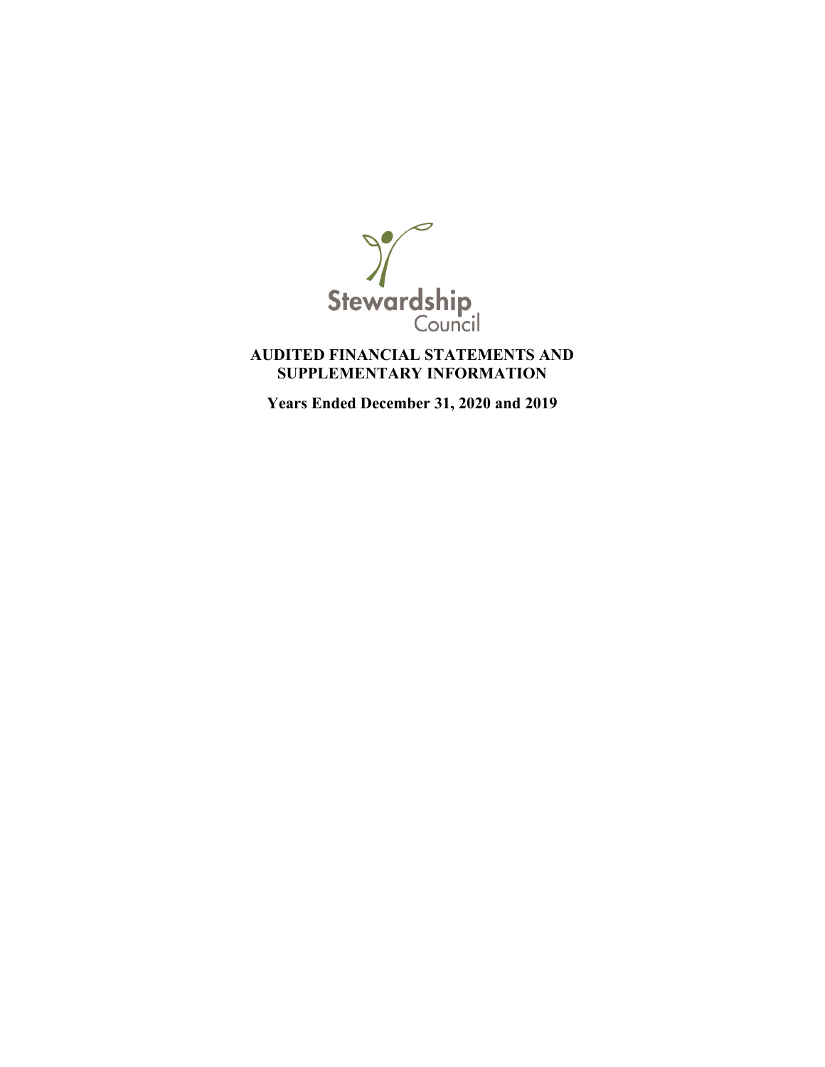Stewardship Council

# AUDITED FINANCIAL STATEMENTS AND SUPPLEMENTARY INFORMATION

**Years Ended December 31, 2020 and 2019**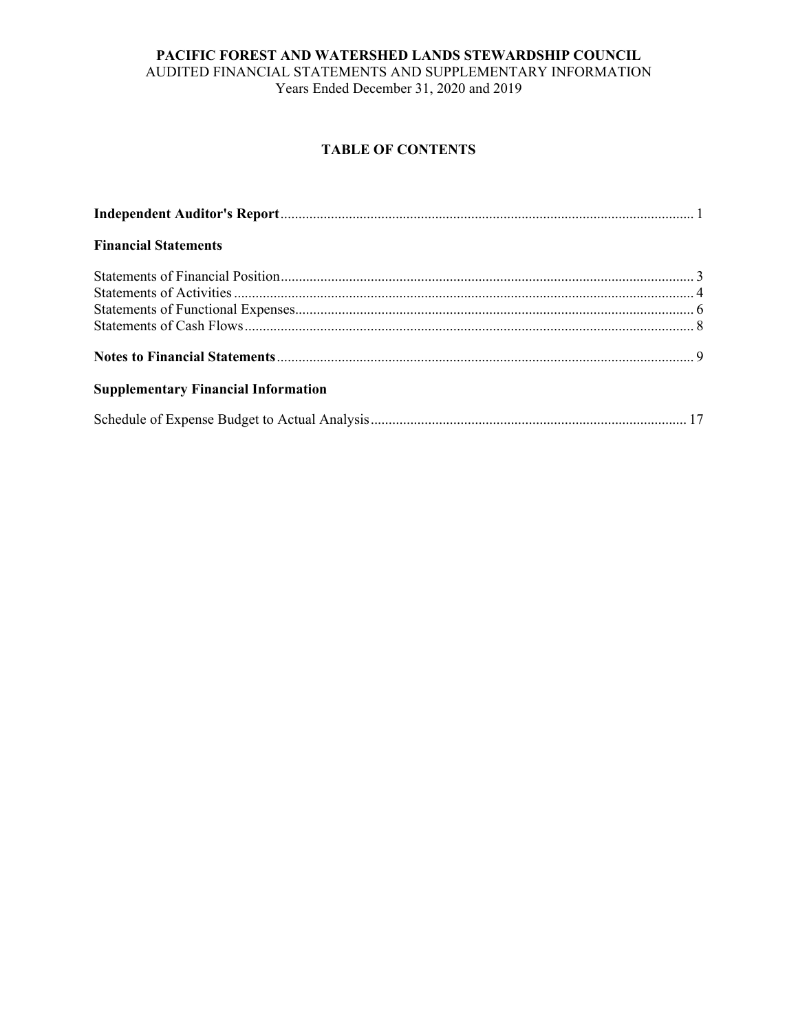**PACIFIC FOREST AND WATERSHED LANDS STEWARDSHIP COUNCIL**
AUDITED FINANCIAL STATEMENTS AND SUPPLEMENTARY INFORMATION
Years Ended December 31, 2020 and 2019

## TABLE OF CONTENTS

**Independent Auditor's Report** .................................................. 1

**Financial Statements**

Statements of Financial Position .................................................. 3
Statements of Activities .................................................. 4
Statements of Functional Expenses .................................................. 6
Statements of Cash Flows .................................................. 8

**Notes to Financial Statements** .................................................. 9

**Supplementary Financial Information**

Schedule of Expense Budget to Actual Analysis .................................................. 17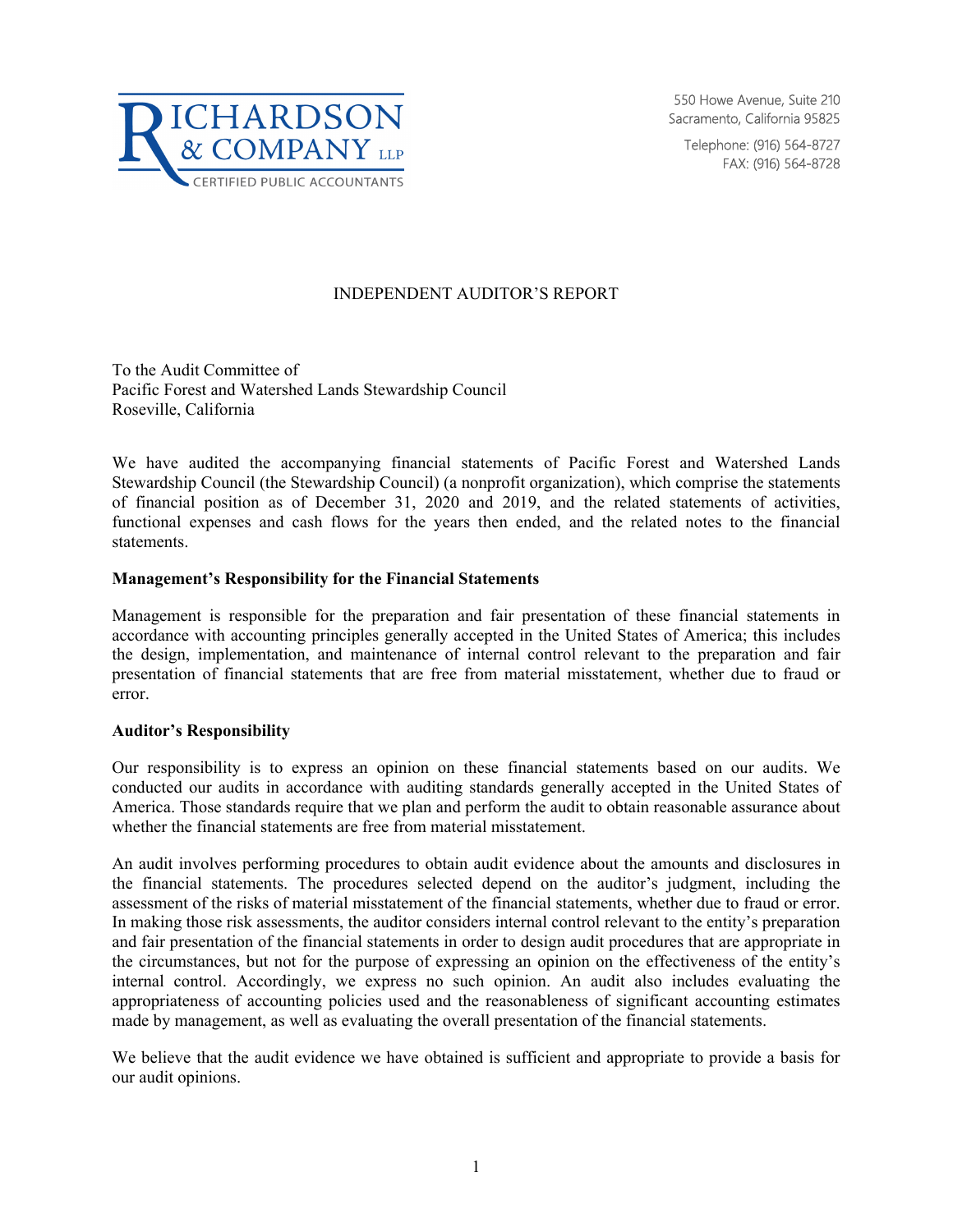RICHARDSON & COMPANY LLP
CERTIFIED PUBLIC ACCOUNTANTS

550 Howe Avenue, Suite 210
Sacramento, California 95825

Telephone: (916) 564-8727
FAX: (916) 564-8728

# INDEPENDENT AUDITOR'S REPORT

To the Audit Committee of
Pacific Forest and Watershed Lands Stewardship Council
Roseville, California

We have audited the accompanying financial statements of Pacific Forest and Watershed Lands Stewardship Council (the Stewardship Council) (a nonprofit organization), which comprise the statements of financial position as of December 31, 2020 and 2019, and the related statements of activities, functional expenses and cash flows for the years then ended, and the related notes to the financial statements.

**Management's Responsibility for the Financial Statements**

Management is responsible for the preparation and fair presentation of these financial statements in accordance with accounting principles generally accepted in the United States of America; this includes the design, implementation, and maintenance of internal control relevant to the preparation and fair presentation of financial statements that are free from material misstatement, whether due to fraud or error.

**Auditor's Responsibility**

Our responsibility is to express an opinion on these financial statements based on our audits. We conducted our audits in accordance with auditing standards generally accepted in the United States of America. Those standards require that we plan and perform the audit to obtain reasonable assurance about whether the financial statements are free from material misstatement.

An audit involves performing procedures to obtain audit evidence about the amounts and disclosures in the financial statements. The procedures selected depend on the auditor's judgment, including the assessment of the risks of material misstatement of the financial statements, whether due to fraud or error. In making those risk assessments, the auditor considers internal control relevant to the entity's preparation and fair presentation of the financial statements in order to design audit procedures that are appropriate in the circumstances, but not for the purpose of expressing an opinion on the effectiveness of the entity's internal control. Accordingly, we express no such opinion. An audit also includes evaluating the appropriateness of accounting policies used and the reasonableness of significant accounting estimates made by management, as well as evaluating the overall presentation of the financial statements.

We believe that the audit evidence we have obtained is sufficient and appropriate to provide a basis for our audit opinions.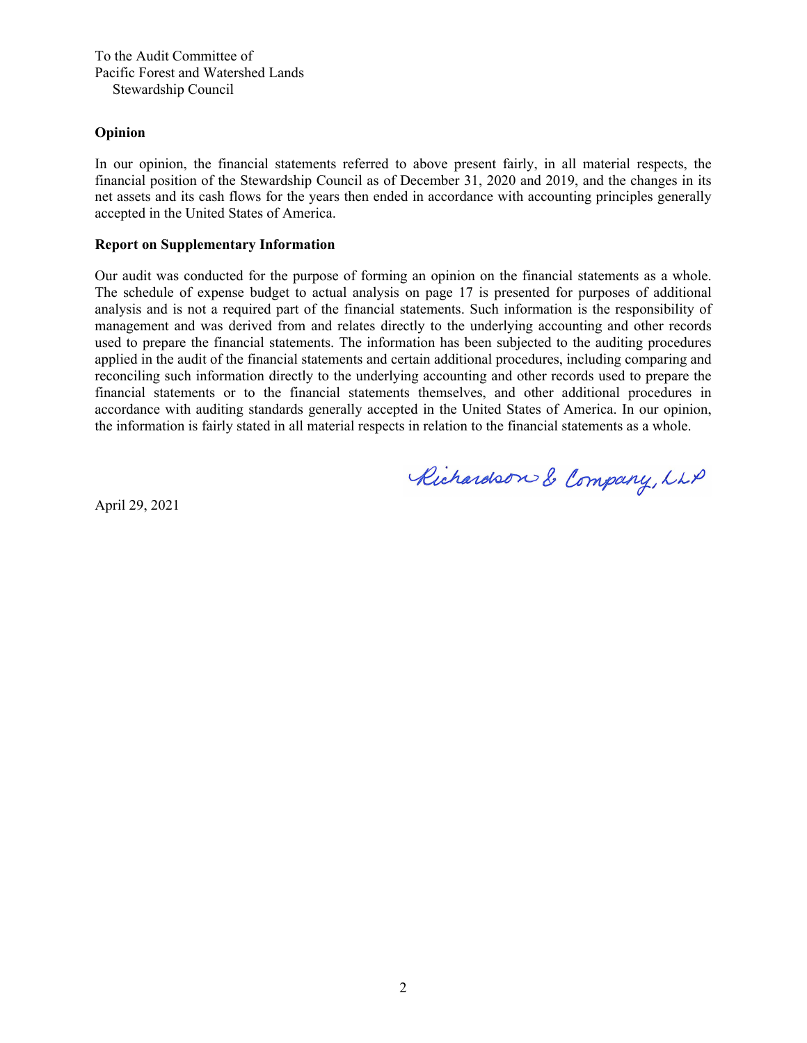To the Audit Committee of
Pacific Forest and Watershed Lands
Stewardship Council

**Opinion**

In our opinion, the financial statements referred to above present fairly, in all material respects, the financial position of the Stewardship Council as of December 31, 2020 and 2019, and the changes in its net assets and its cash flows for the years then ended in accordance with accounting principles generally accepted in the United States of America.

**Report on Supplementary Information**

Our audit was conducted for the purpose of forming an opinion on the financial statements as a whole. The schedule of expense budget to actual analysis on page 17 is presented for purposes of additional analysis and is not a required part of the financial statements. Such information is the responsibility of management and was derived from and relates directly to the underlying accounting and other records used to prepare the financial statements. The information has been subjected to the auditing procedures applied in the audit of the financial statements and certain additional procedures, including comparing and reconciling such information directly to the underlying accounting and other records used to prepare the financial statements or to the financial statements themselves, and other additional procedures in accordance with auditing standards generally accepted in the United States of America. In our opinion, the information is fairly stated in all material respects in relation to the financial statements as a whole.

Richardson & Company, LLP

April 29, 2021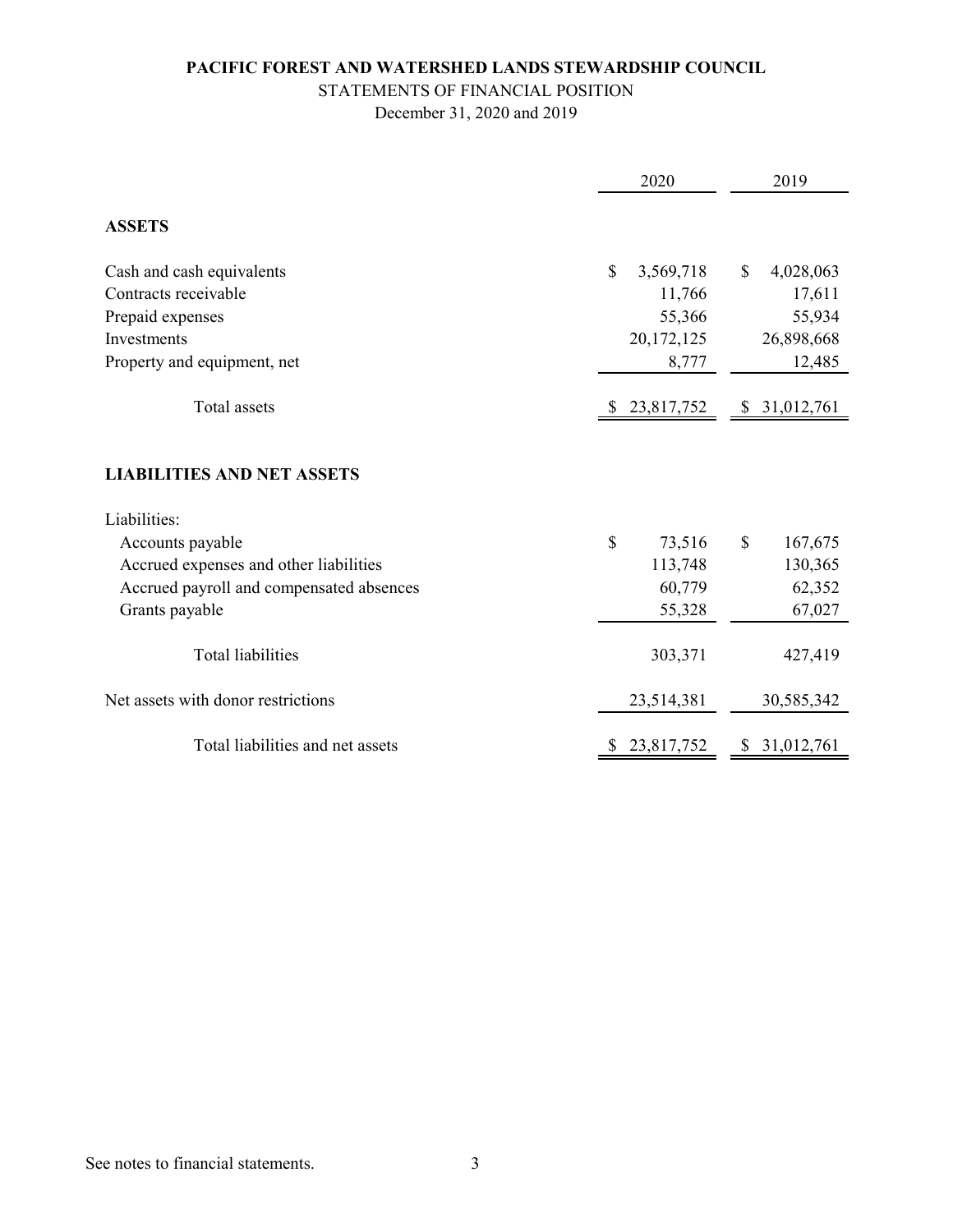**PACIFIC FOREST AND WATERSHED LANDS STEWARDSHIP COUNCIL**

STATEMENTS OF FINANCIAL POSITION

December 31, 2020 and 2019

| | 2020 | 2019 |
|---|---|---|
| **ASSETS** | | |
| Cash and cash equivalents | $ 3,569,718 | $ 4,028,063 |
| Contracts receivable | 11,766 | 17,611 |
| Prepaid expenses | 55,366 | 55,934 |
| Investments | 20,172,125 | 26,898,668 |
| Property and equipment, net | 8,777 | 12,485 |
| Total assets | $ 23,817,752 | $ 31,012,761 |
| **LIABILITIES AND NET ASSETS** | | |
| Liabilities: | | |
| Accounts payable | $ 73,516 | $ 167,675 |
| Accrued expenses and other liabilities | 113,748 | 130,365 |
| Accrued payroll and compensated absences | 60,779 | 62,352 |
| Grants payable | 55,328 | 67,027 |
| Total liabilities | 303,371 | 427,419 |
| Net assets with donor restrictions | 23,514,381 | 30,585,342 |
| Total liabilities and net assets | $ 23,817,752 | $ 31,012,761 |

See notes to financial statements.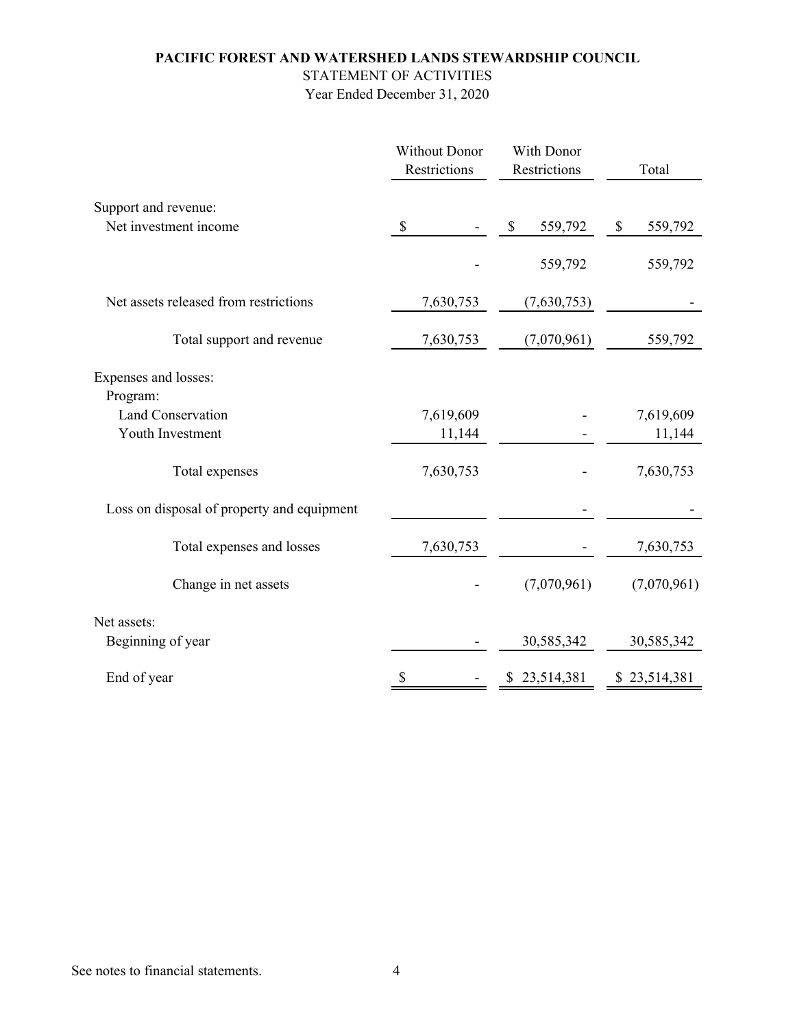**PACIFIC FOREST AND WATERSHED LANDS STEWARDSHIP COUNCIL**

STATEMENT OF ACTIVITIES

Year Ended December 31, 2020

| | Without Donor Restrictions | With Donor Restrictions | Total |
|---|---|---|---|
| Support and revenue: | | | |
| Net investment income | $ - | $ 559,792 | $ 559,792 |
| | - | 559,792 | 559,792 |
| Net assets released from restrictions | 7,630,753 | (7,630,753) | - |
| Total support and revenue | 7,630,753 | (7,070,961) | 559,792 |
| Expenses and losses: | | | |
| Program: | | | |
| Land Conservation | 7,619,609 | - | 7,619,609 |
| Youth Investment | 11,144 | - | 11,144 |
| Total expenses | 7,630,753 | - | 7,630,753 |
| Loss on disposal of property and equipment | | - | - |
| Total expenses and losses | 7,630,753 | - | 7,630,753 |
| Change in net assets | - | (7,070,961) | (7,070,961) |
| Net assets: | | | |
| Beginning of year | - | 30,585,342 | 30,585,342 |
| End of year | $ - | $ 23,514,381 | $ 23,514,381 |

See notes to financial statements.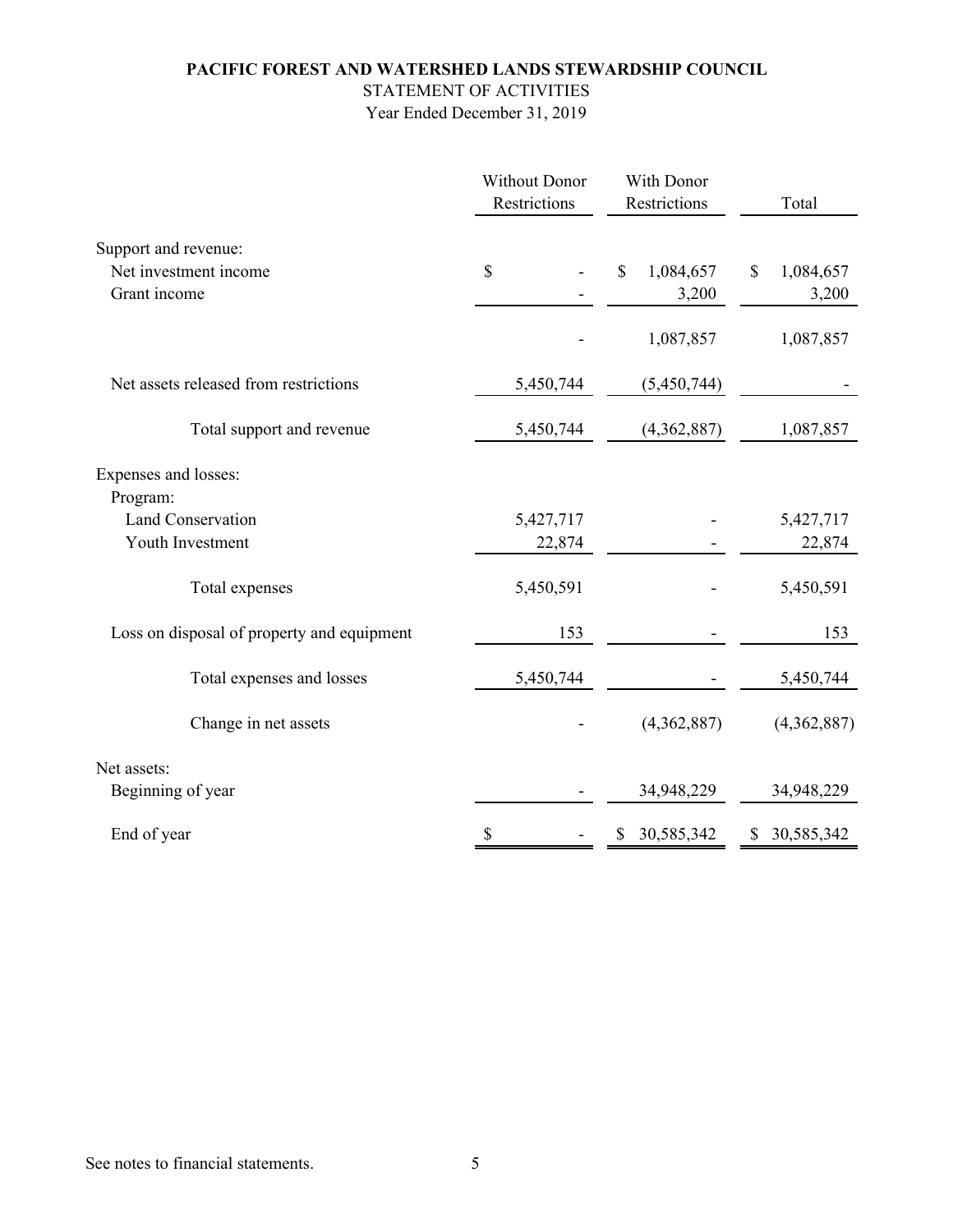**PACIFIC FOREST AND WATERSHED LANDS STEWARDSHIP COUNCIL**

STATEMENT OF ACTIVITIES

Year Ended December 31, 2019

| | Without Donor Restrictions | With Donor Restrictions | Total |
|---|---|---|---|
| Support and revenue: | | | |
| Net investment income | $ - | $ 1,084,657 | $ 1,084,657 |
| Grant income | - | 3,200 | 3,200 |
| | - | 1,087,857 | 1,087,857 |
| Net assets released from restrictions | 5,450,744 | (5,450,744) | - |
| Total support and revenue | 5,450,744 | (4,362,887) | 1,087,857 |
| Expenses and losses: | | | |
| Program: | | | |
| Land Conservation | 5,427,717 | - | 5,427,717 |
| Youth Investment | 22,874 | - | 22,874 |
| Total expenses | 5,450,591 | - | 5,450,591 |
| Loss on disposal of property and equipment | 153 | - | 153 |
| Total expenses and losses | 5,450,744 | - | 5,450,744 |
| Change in net assets | - | (4,362,887) | (4,362,887) |
| Net assets: | | | |
| Beginning of year | - | 34,948,229 | 34,948,229 |
| End of year | $ - | $ 30,585,342 | $ 30,585,342 |

See notes to financial statements.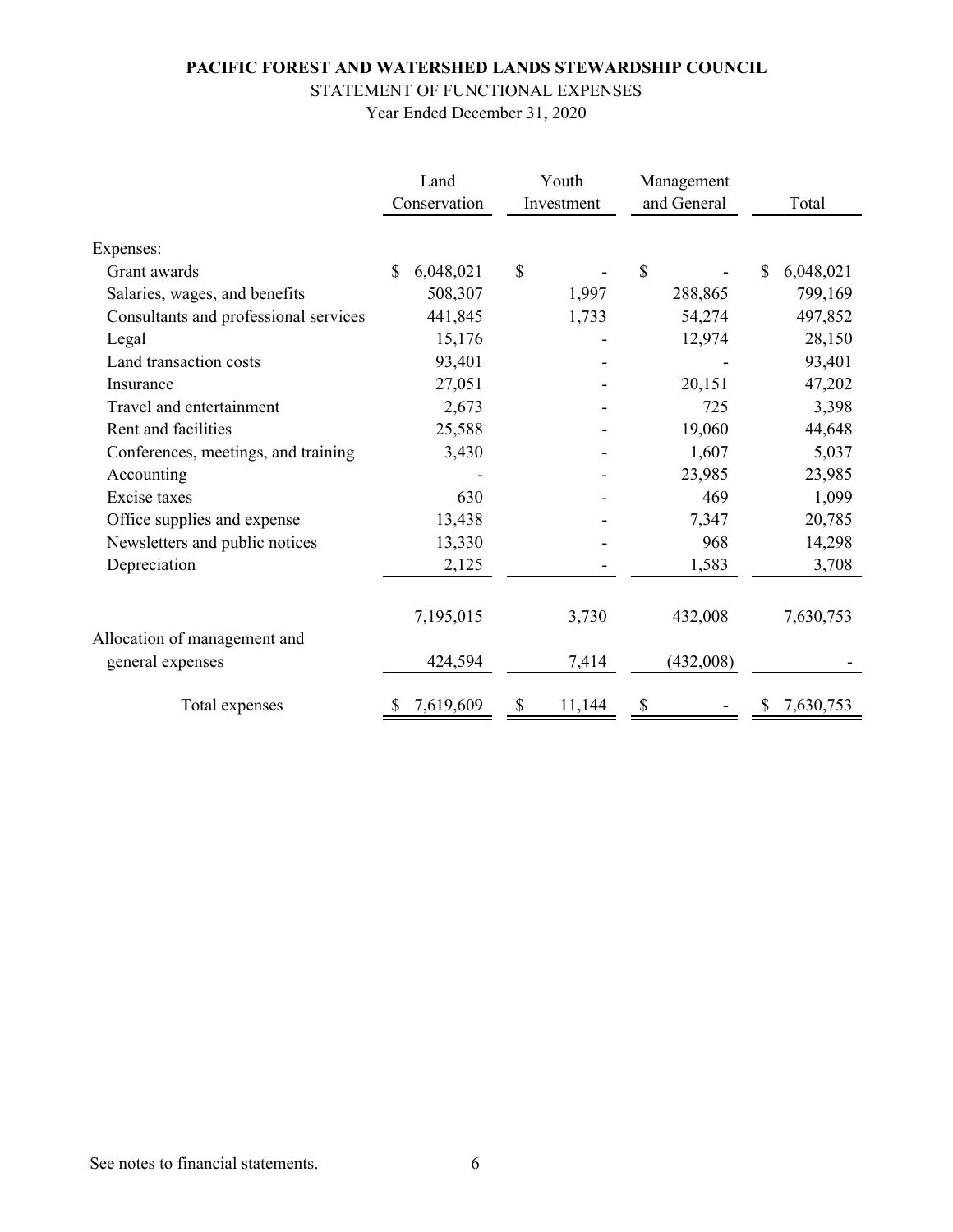**PACIFIC FOREST AND WATERSHED LANDS STEWARDSHIP COUNCIL**

STATEMENT OF FUNCTIONAL EXPENSES

Year Ended December 31, 2020

| | Land Conservation | Youth Investment | Management and General | Total |
|---|---|---|---|---|
| Expenses: | | | | |
| Grant awards | $ 6,048,021 | $ - | $ - | $ 6,048,021 |
| Salaries, wages, and benefits | 508,307 | 1,997 | 288,865 | 799,169 |
| Consultants and professional services | 441,845 | 1,733 | 54,274 | 497,852 |
| Legal | 15,176 | - | 12,974 | 28,150 |
| Land transaction costs | 93,401 | - | - | 93,401 |
| Insurance | 27,051 | - | 20,151 | 47,202 |
| Travel and entertainment | 2,673 | - | 725 | 3,398 |
| Rent and facilities | 25,588 | - | 19,060 | 44,648 |
| Conferences, meetings, and training | 3,430 | - | 1,607 | 5,037 |
| Accounting | - | - | 23,985 | 23,985 |
| Excise taxes | 630 | - | 469 | 1,099 |
| Office supplies and expense | 13,438 | - | 7,347 | 20,785 |
| Newsletters and public notices | 13,330 | - | 968 | 14,298 |
| Depreciation | 2,125 | - | 1,583 | 3,708 |
| | 7,195,015 | 3,730 | 432,008 | 7,630,753 |
| Allocation of management and general expenses | 424,594 | 7,414 | (432,008) | - |
| Total expenses | $ 7,619,609 | $ 11,144 | $ - | $ 7,630,753 |

See notes to financial statements.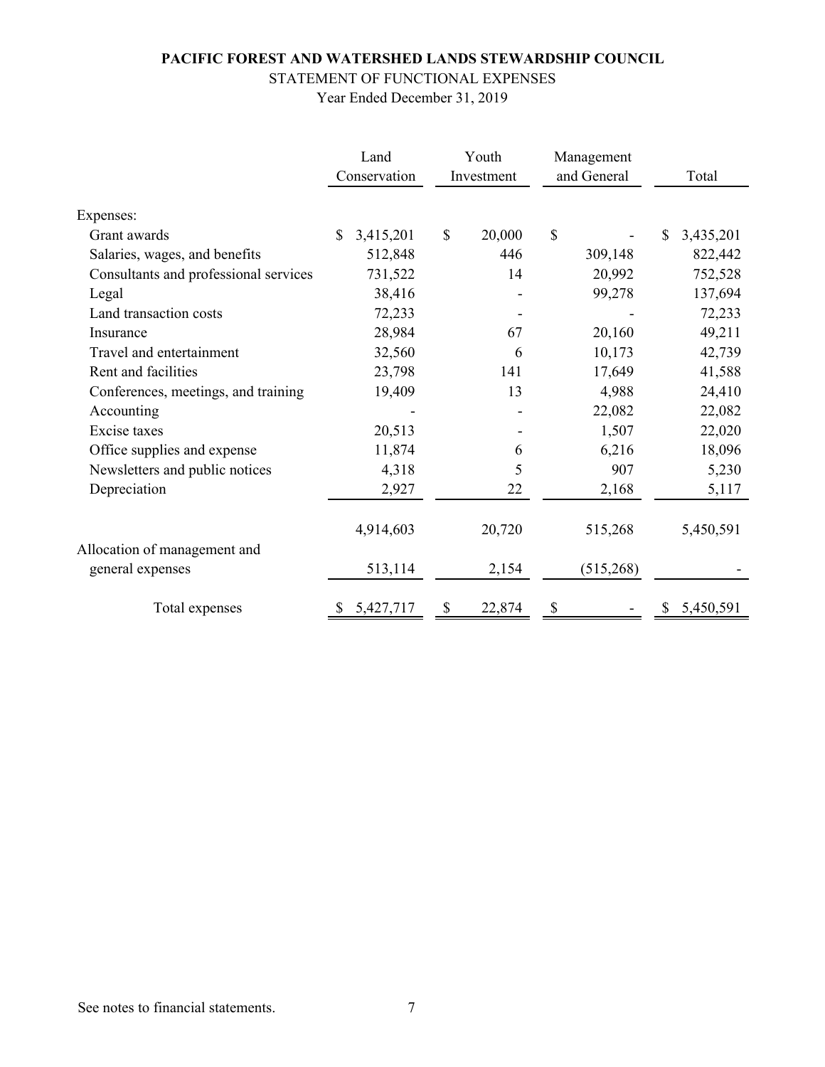**PACIFIC FOREST AND WATERSHED LANDS STEWARDSHIP COUNCIL**

STATEMENT OF FUNCTIONAL EXPENSES

Year Ended December 31, 2019

| | Land Conservation | Youth Investment | Management and General | Total |
|---|---|---|---|---|
| Expenses: | | | | |
| Grant awards | $ 3,415,201 | $ 20,000 | $ - | $ 3,435,201 |
| Salaries, wages, and benefits | 512,848 | 446 | 309,148 | 822,442 |
| Consultants and professional services | 731,522 | 14 | 20,992 | 752,528 |
| Legal | 38,416 | - | 99,278 | 137,694 |
| Land transaction costs | 72,233 | - | - | 72,233 |
| Insurance | 28,984 | 67 | 20,160 | 49,211 |
| Travel and entertainment | 32,560 | 6 | 10,173 | 42,739 |
| Rent and facilities | 23,798 | 141 | 17,649 | 41,588 |
| Conferences, meetings, and training | 19,409 | 13 | 4,988 | 24,410 |
| Accounting | - | - | 22,082 | 22,082 |
| Excise taxes | 20,513 | - | 1,507 | 22,020 |
| Office supplies and expense | 11,874 | 6 | 6,216 | 18,096 |
| Newsletters and public notices | 4,318 | 5 | 907 | 5,230 |
| Depreciation | 2,927 | 22 | 2,168 | 5,117 |
| | 4,914,603 | 20,720 | 515,268 | 5,450,591 |
| Allocation of management and general expenses | 513,114 | 2,154 | (515,268) | - |
| Total expenses | $ 5,427,717 | $ 22,874 | $ - | $ 5,450,591 |

See notes to financial statements.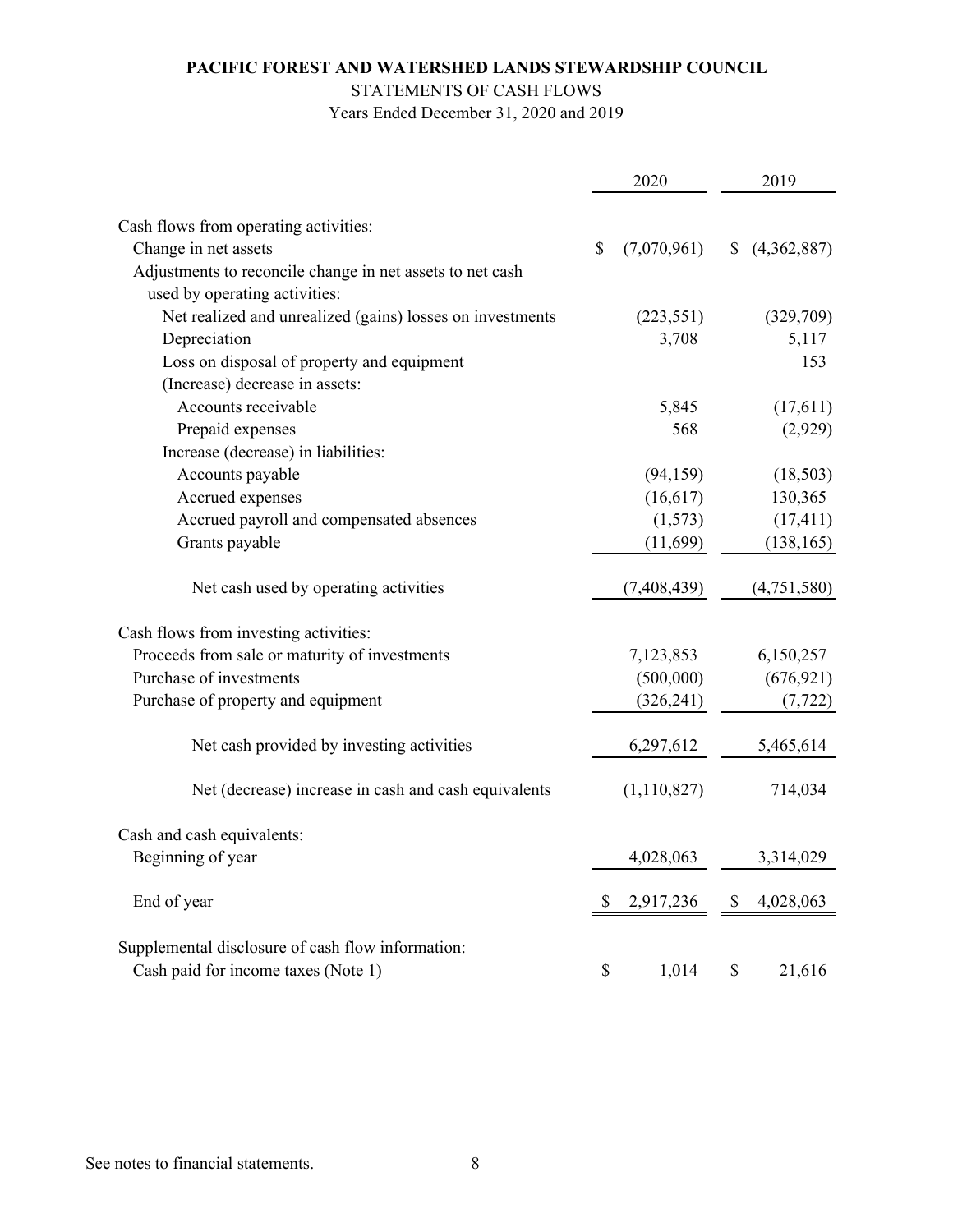**PACIFIC FOREST AND WATERSHED LANDS STEWARDSHIP COUNCIL**

STATEMENTS OF CASH FLOWS

Years Ended December 31, 2020 and 2019

| | 2020 | 2019 |
|---|---|---|
| Cash flows from operating activities: | | |
| Change in net assets | $ (7,070,961) | $ (4,362,887) |
| Adjustments to reconcile change in net assets to net cash used by operating activities: | | |
| Net realized and unrealized (gains) losses on investments | (223,551) | (329,709) |
| Depreciation | 3,708 | 5,117 |
| Loss on disposal of property and equipment | | 153 |
| (Increase) decrease in assets: | | |
| Accounts receivable | 5,845 | (17,611) |
| Prepaid expenses | 568 | (2,929) |
| Increase (decrease) in liabilities: | | |
| Accounts payable | (94,159) | (18,503) |
| Accrued expenses | (16,617) | 130,365 |
| Accrued payroll and compensated absences | (1,573) | (17,411) |
| Grants payable | (11,699) | (138,165) |
| Net cash used by operating activities | (7,408,439) | (4,751,580) |
| Cash flows from investing activities: | | |
| Proceeds from sale or maturity of investments | 7,123,853 | 6,150,257 |
| Purchase of investments | (500,000) | (676,921) |
| Purchase of property and equipment | (326,241) | (7,722) |
| Net cash provided by investing activities | 6,297,612 | 5,465,614 |
| Net (decrease) increase in cash and cash equivalents | (1,110,827) | 714,034 |
| Cash and cash equivalents: | | |
| Beginning of year | 4,028,063 | 3,314,029 |
| End of year | $ 2,917,236 | $ 4,028,063 |
| Supplemental disclosure of cash flow information: | | |
| Cash paid for income taxes (Note 1) | $ 1,014 | $ 21,616 |

See notes to financial statements.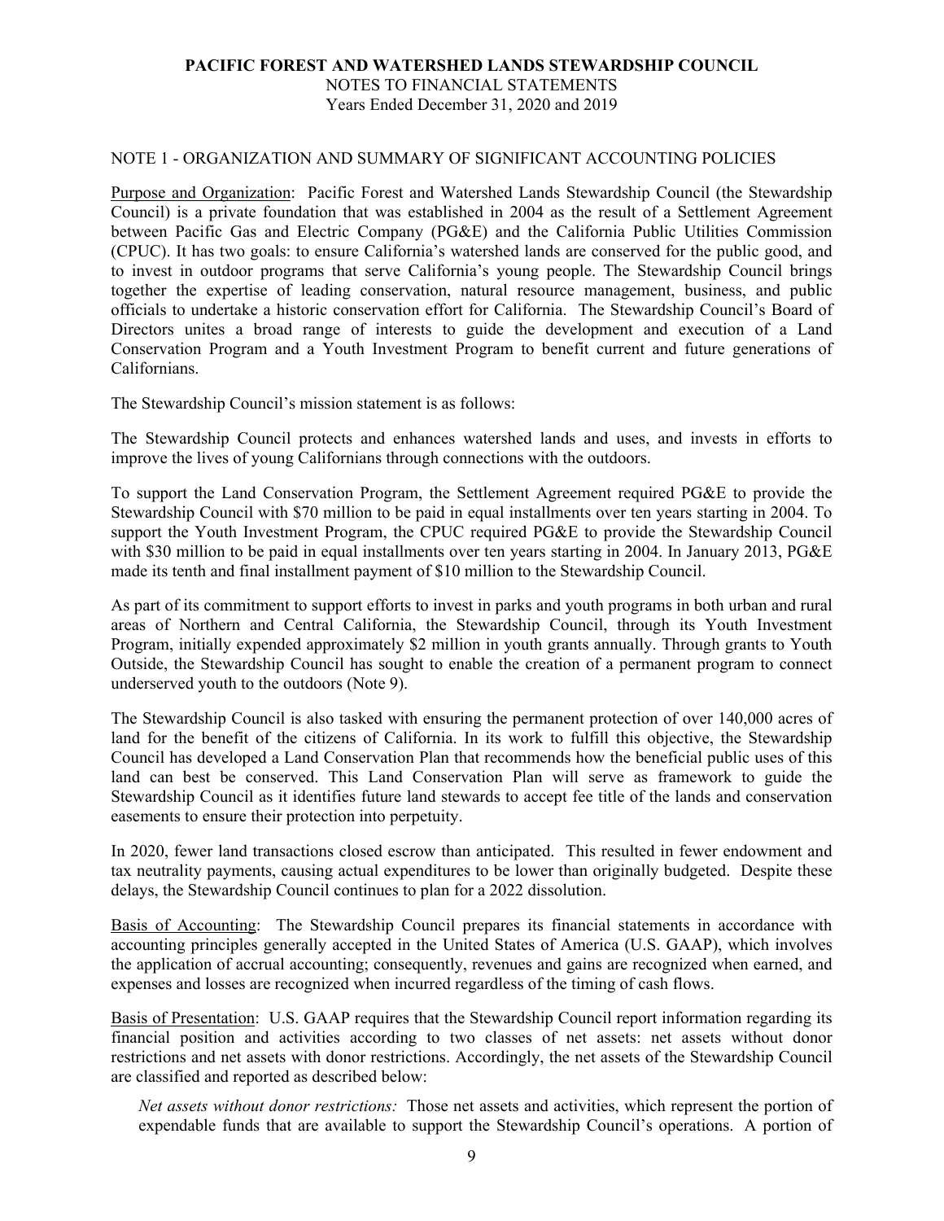# PACIFIC FOREST AND WATERSHED LANDS STEWARDSHIP COUNCIL

NOTES TO FINANCIAL STATEMENTS
Years Ended December 31, 2020 and 2019

## NOTE 1 - ORGANIZATION AND SUMMARY OF SIGNIFICANT ACCOUNTING POLICIES

Purpose and Organization: Pacific Forest and Watershed Lands Stewardship Council (the Stewardship Council) is a private foundation that was established in 2004 as the result of a Settlement Agreement between Pacific Gas and Electric Company (PG&E) and the California Public Utilities Commission (CPUC). It has two goals: to ensure California's watershed lands are conserved for the public good, and to invest in outdoor programs that serve California's young people. The Stewardship Council brings together the expertise of leading conservation, natural resource management, business, and public officials to undertake a historic conservation effort for California. The Stewardship Council's Board of Directors unites a broad range of interests to guide the development and execution of a Land Conservation Program and a Youth Investment Program to benefit current and future generations of Californians.

The Stewardship Council's mission statement is as follows:

The Stewardship Council protects and enhances watershed lands and uses, and invests in efforts to improve the lives of young Californians through connections with the outdoors.

To support the Land Conservation Program, the Settlement Agreement required PG&E to provide the Stewardship Council with $70 million to be paid in equal installments over ten years starting in 2004. To support the Youth Investment Program, the CPUC required PG&E to provide the Stewardship Council with $30 million to be paid in equal installments over ten years starting in 2004. In January 2013, PG&E made its tenth and final installment payment of $10 million to the Stewardship Council.

As part of its commitment to support efforts to invest in parks and youth programs in both urban and rural areas of Northern and Central California, the Stewardship Council, through its Youth Investment Program, initially expended approximately $2 million in youth grants annually. Through grants to Youth Outside, the Stewardship Council has sought to enable the creation of a permanent program to connect underserved youth to the outdoors (Note 9).

The Stewardship Council is also tasked with ensuring the permanent protection of over 140,000 acres of land for the benefit of the citizens of California. In its work to fulfill this objective, the Stewardship Council has developed a Land Conservation Plan that recommends how the beneficial public uses of this land can best be conserved. This Land Conservation Plan will serve as framework to guide the Stewardship Council as it identifies future land stewards to accept fee title of the lands and conservation easements to ensure their protection into perpetuity.

In 2020, fewer land transactions closed escrow than anticipated. This resulted in fewer endowment and tax neutrality payments, causing actual expenditures to be lower than originally budgeted. Despite these delays, the Stewardship Council continues to plan for a 2022 dissolution.

Basis of Accounting: The Stewardship Council prepares its financial statements in accordance with accounting principles generally accepted in the United States of America (U.S. GAAP), which involves the application of accrual accounting; consequently, revenues and gains are recognized when earned, and expenses and losses are recognized when incurred regardless of the timing of cash flows.

Basis of Presentation: U.S. GAAP requires that the Stewardship Council report information regarding its financial position and activities according to two classes of net assets: net assets without donor restrictions and net assets with donor restrictions. Accordingly, the net assets of the Stewardship Council are classified and reported as described below:

*Net assets without donor restrictions:* Those net assets and activities, which represent the portion of expendable funds that are available to support the Stewardship Council's operations. A portion of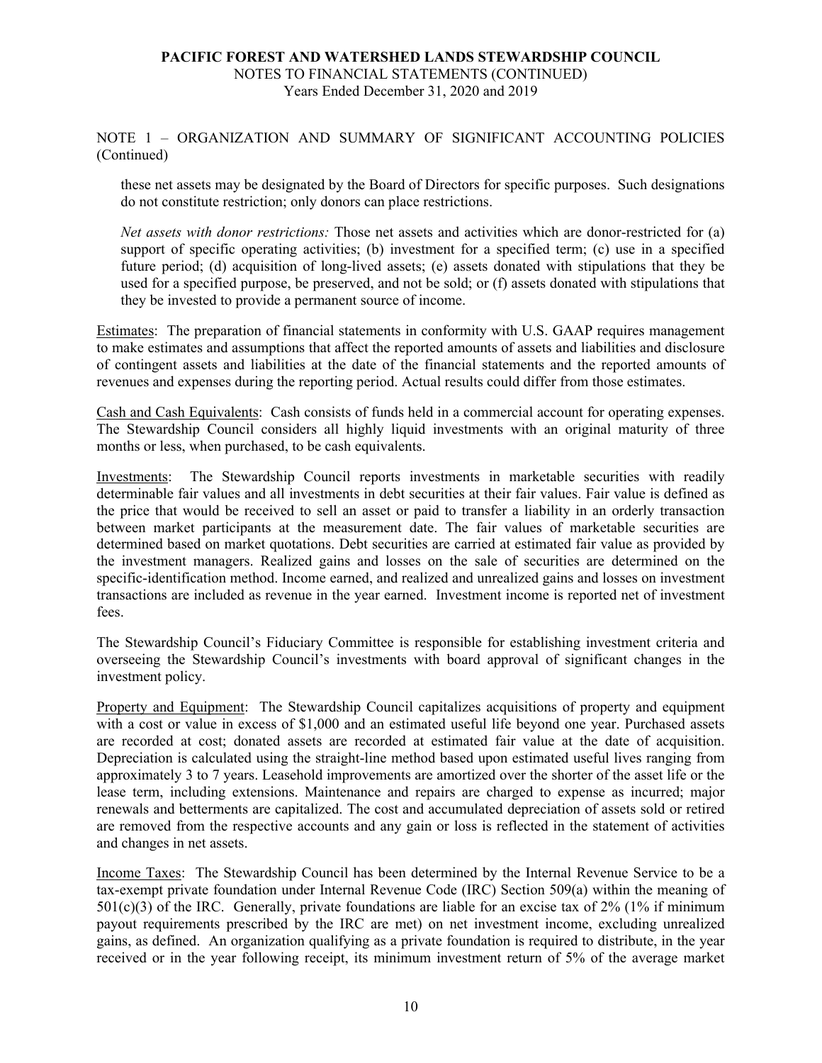NOTE 1 – ORGANIZATION AND SUMMARY OF SIGNIFICANT ACCOUNTING POLICIES (Continued)

these net assets may be designated by the Board of Directors for specific purposes. Such designations do not constitute restriction; only donors can place restrictions.

*Net assets with donor restrictions:* Those net assets and activities which are donor-restricted for (a) support of specific operating activities; (b) investment for a specified term; (c) use in a specified future period; (d) acquisition of long-lived assets; (e) assets donated with stipulations that they be used for a specified purpose, be preserved, and not be sold; or (f) assets donated with stipulations that they be invested to provide a permanent source of income.

Estimates: The preparation of financial statements in conformity with U.S. GAAP requires management to make estimates and assumptions that affect the reported amounts of assets and liabilities and disclosure of contingent assets and liabilities at the date of the financial statements and the reported amounts of revenues and expenses during the reporting period. Actual results could differ from those estimates.

Cash and Cash Equivalents: Cash consists of funds held in a commercial account for operating expenses. The Stewardship Council considers all highly liquid investments with an original maturity of three months or less, when purchased, to be cash equivalents.

Investments: The Stewardship Council reports investments in marketable securities with readily determinable fair values and all investments in debt securities at their fair values. Fair value is defined as the price that would be received to sell an asset or paid to transfer a liability in an orderly transaction between market participants at the measurement date. The fair values of marketable securities are determined based on market quotations. Debt securities are carried at estimated fair value as provided by the investment managers. Realized gains and losses on the sale of securities are determined on the specific-identification method. Income earned, and realized and unrealized gains and losses on investment transactions are included as revenue in the year earned. Investment income is reported net of investment fees.

The Stewardship Council's Fiduciary Committee is responsible for establishing investment criteria and overseeing the Stewardship Council's investments with board approval of significant changes in the investment policy.

Property and Equipment: The Stewardship Council capitalizes acquisitions of property and equipment with a cost or value in excess of $1,000 and an estimated useful life beyond one year. Purchased assets are recorded at cost; donated assets are recorded at estimated fair value at the date of acquisition. Depreciation is calculated using the straight-line method based upon estimated useful lives ranging from approximately 3 to 7 years. Leasehold improvements are amortized over the shorter of the asset life or the lease term, including extensions. Maintenance and repairs are charged to expense as incurred; major renewals and betterments are capitalized. The cost and accumulated depreciation of assets sold or retired are removed from the respective accounts and any gain or loss is reflected in the statement of activities and changes in net assets.

Income Taxes: The Stewardship Council has been determined by the Internal Revenue Service to be a tax-exempt private foundation under Internal Revenue Code (IRC) Section 509(a) within the meaning of 501(c)(3) of the IRC. Generally, private foundations are liable for an excise tax of 2% (1% if minimum payout requirements prescribed by the IRC are met) on net investment income, excluding unrealized gains, as defined. An organization qualifying as a private foundation is required to distribute, in the year received or in the year following receipt, its minimum investment return of 5% of the average market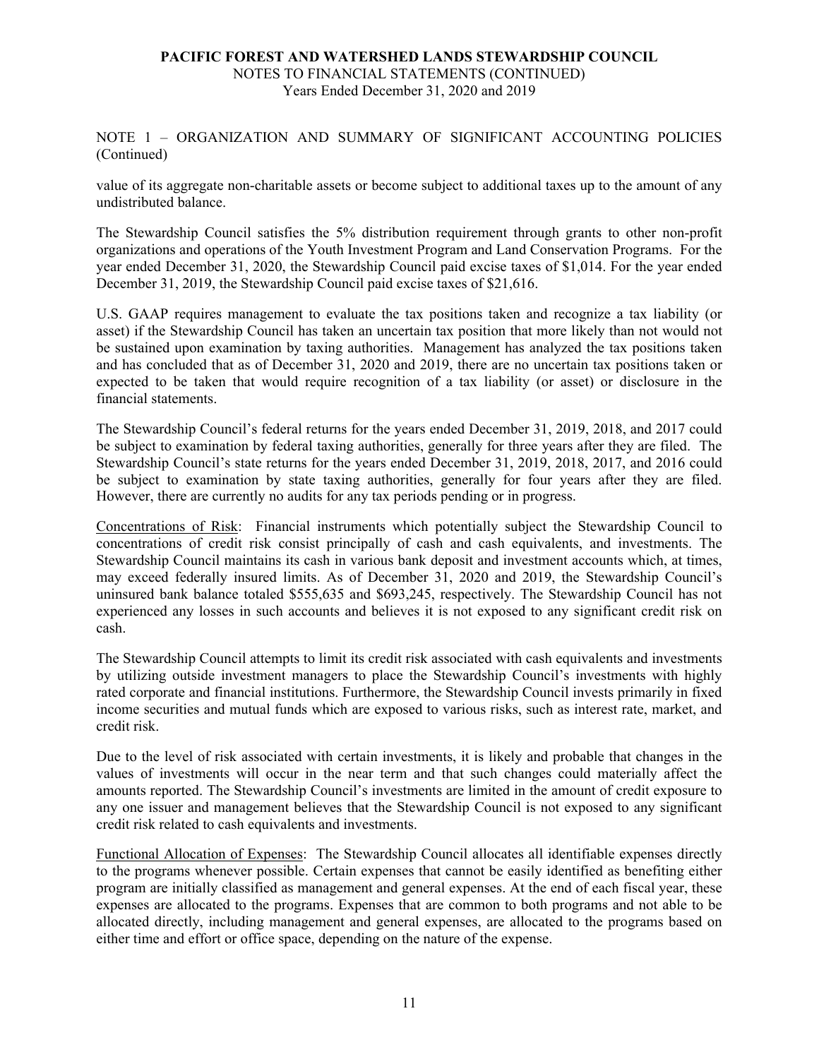NOTE 1 – ORGANIZATION AND SUMMARY OF SIGNIFICANT ACCOUNTING POLICIES (Continued)

value of its aggregate non-charitable assets or become subject to additional taxes up to the amount of any undistributed balance.

The Stewardship Council satisfies the 5% distribution requirement through grants to other non-profit organizations and operations of the Youth Investment Program and Land Conservation Programs. For the year ended December 31, 2020, the Stewardship Council paid excise taxes of $1,014. For the year ended December 31, 2019, the Stewardship Council paid excise taxes of $21,616.

U.S. GAAP requires management to evaluate the tax positions taken and recognize a tax liability (or asset) if the Stewardship Council has taken an uncertain tax position that more likely than not would not be sustained upon examination by taxing authorities. Management has analyzed the tax positions taken and has concluded that as of December 31, 2020 and 2019, there are no uncertain tax positions taken or expected to be taken that would require recognition of a tax liability (or asset) or disclosure in the financial statements.

The Stewardship Council's federal returns for the years ended December 31, 2019, 2018, and 2017 could be subject to examination by federal taxing authorities, generally for three years after they are filed. The Stewardship Council's state returns for the years ended December 31, 2019, 2018, 2017, and 2016 could be subject to examination by state taxing authorities, generally for four years after they are filed. However, there are currently no audits for any tax periods pending or in progress.

Concentrations of Risk: Financial instruments which potentially subject the Stewardship Council to concentrations of credit risk consist principally of cash and cash equivalents, and investments. The Stewardship Council maintains its cash in various bank deposit and investment accounts which, at times, may exceed federally insured limits. As of December 31, 2020 and 2019, the Stewardship Council's uninsured bank balance totaled $555,635 and $693,245, respectively. The Stewardship Council has not experienced any losses in such accounts and believes it is not exposed to any significant credit risk on cash.

The Stewardship Council attempts to limit its credit risk associated with cash equivalents and investments by utilizing outside investment managers to place the Stewardship Council's investments with highly rated corporate and financial institutions. Furthermore, the Stewardship Council invests primarily in fixed income securities and mutual funds which are exposed to various risks, such as interest rate, market, and credit risk.

Due to the level of risk associated with certain investments, it is likely and probable that changes in the values of investments will occur in the near term and that such changes could materially affect the amounts reported. The Stewardship Council's investments are limited in the amount of credit exposure to any one issuer and management believes that the Stewardship Council is not exposed to any significant credit risk related to cash equivalents and investments.

Functional Allocation of Expenses: The Stewardship Council allocates all identifiable expenses directly to the programs whenever possible. Certain expenses that cannot be easily identified as benefiting either program are initially classified as management and general expenses. At the end of each fiscal year, these expenses are allocated to the programs. Expenses that are common to both programs and not able to be allocated directly, including management and general expenses, are allocated to the programs based on either time and effort or office space, depending on the nature of the expense.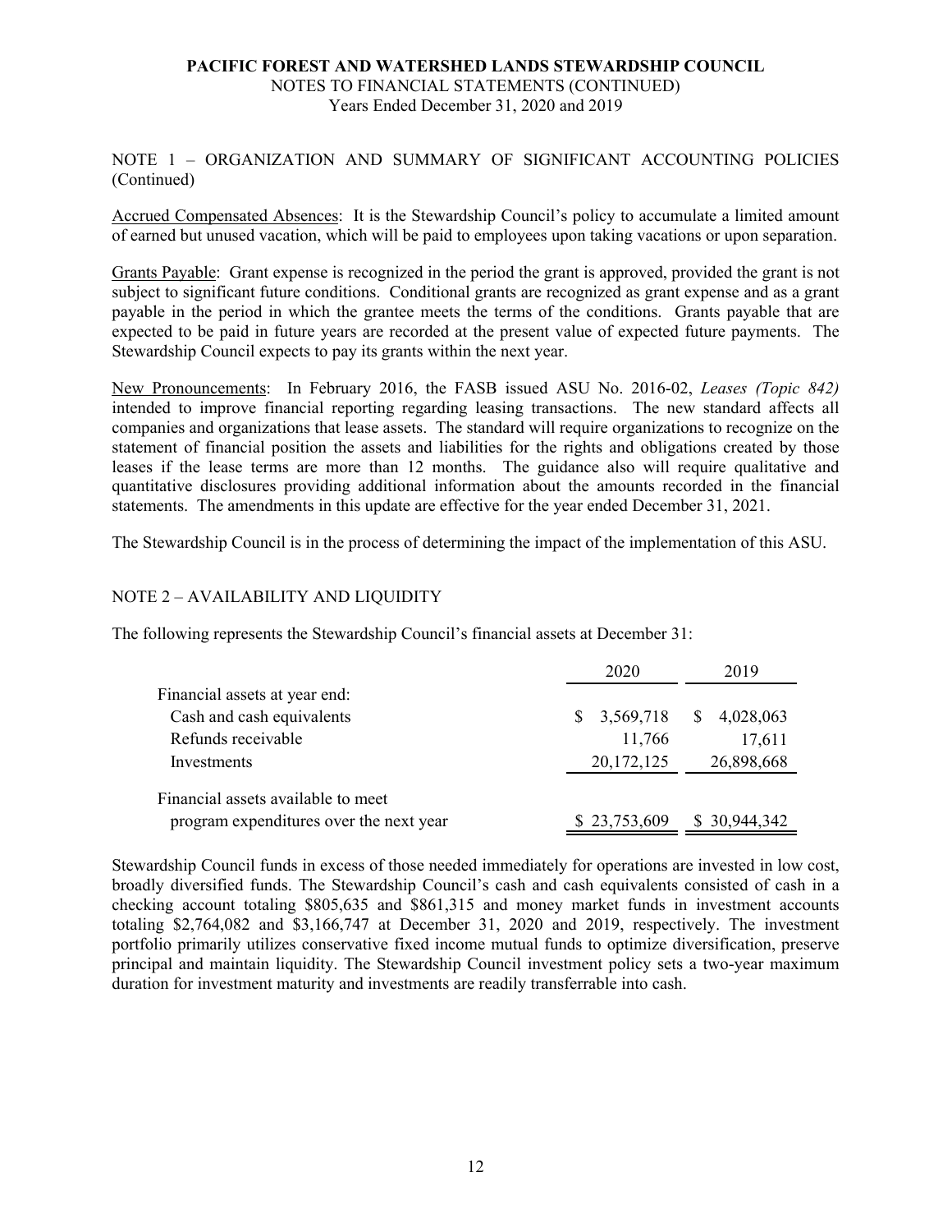NOTE 1 – ORGANIZATION AND SUMMARY OF SIGNIFICANT ACCOUNTING POLICIES (Continued)

Accrued Compensated Absences: It is the Stewardship Council's policy to accumulate a limited amount of earned but unused vacation, which will be paid to employees upon taking vacations or upon separation.

Grants Payable: Grant expense is recognized in the period the grant is approved, provided the grant is not subject to significant future conditions. Conditional grants are recognized as grant expense and as a grant payable in the period in which the grantee meets the terms of the conditions. Grants payable that are expected to be paid in future years are recorded at the present value of expected future payments. The Stewardship Council expects to pay its grants within the next year.

New Pronouncements: In February 2016, the FASB issued ASU No. 2016-02, *Leases (Topic 842)* intended to improve financial reporting regarding leasing transactions. The new standard affects all companies and organizations that lease assets. The standard will require organizations to recognize on the statement of financial position the assets and liabilities for the rights and obligations created by those leases if the lease terms are more than 12 months. The guidance also will require qualitative and quantitative disclosures providing additional information about the amounts recorded in the financial statements. The amendments in this update are effective for the year ended December 31, 2021.

The Stewardship Council is in the process of determining the impact of the implementation of this ASU.

## NOTE 2 – AVAILABILITY AND LIQUIDITY

The following represents the Stewardship Council's financial assets at December 31:

| | 2020 | 2019 |
|---|---|---|
| Financial assets at year end: | | |
| Cash and cash equivalents | $ 3,569,718 | $ 4,028,063 |
| Refunds receivable | 11,766 | 17,611 |
| Investments | 20,172,125 | 26,898,668 |
| Financial assets available to meet program expenditures over the next year | $ 23,753,609 | $ 30,944,342 |

Stewardship Council funds in excess of those needed immediately for operations are invested in low cost, broadly diversified funds. The Stewardship Council's cash and cash equivalents consisted of cash in a checking account totaling $805,635 and $861,315 and money market funds in investment accounts totaling $2,764,082 and $3,166,747 at December 31, 2020 and 2019, respectively. The investment portfolio primarily utilizes conservative fixed income mutual funds to optimize diversification, preserve principal and maintain liquidity. The Stewardship Council investment policy sets a two-year maximum duration for investment maturity and investments are readily transferrable into cash.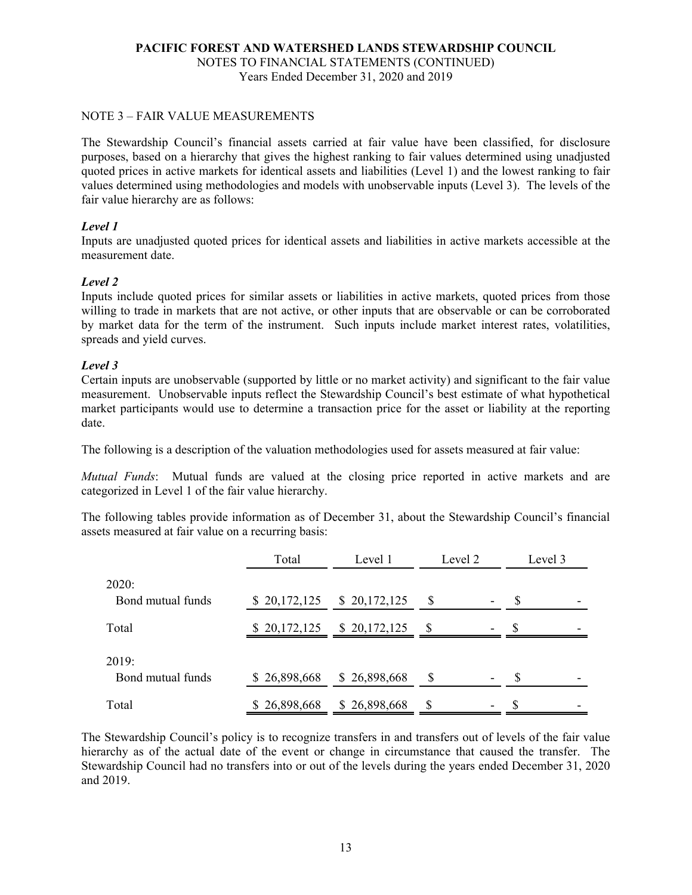PACIFIC FOREST AND WATERSHED LANDS STEWARDSHIP COUNCIL
NOTES TO FINANCIAL STATEMENTS (CONTINUED)
Years Ended December 31, 2020 and 2019

## NOTE 3 – FAIR VALUE MEASUREMENTS

The Stewardship Council's financial assets carried at fair value have been classified, for disclosure purposes, based on a hierarchy that gives the highest ranking to fair values determined using unadjusted quoted prices in active markets for identical assets and liabilities (Level 1) and the lowest ranking to fair values determined using methodologies and models with unobservable inputs (Level 3). The levels of the fair value hierarchy are as follows:

***Level 1***
Inputs are unadjusted quoted prices for identical assets and liabilities in active markets accessible at the measurement date.

***Level 2***
Inputs include quoted prices for similar assets or liabilities in active markets, quoted prices from those willing to trade in markets that are not active, or other inputs that are observable or can be corroborated by market data for the term of the instrument. Such inputs include market interest rates, volatilities, spreads and yield curves.

***Level 3***
Certain inputs are unobservable (supported by little or no market activity) and significant to the fair value measurement. Unobservable inputs reflect the Stewardship Council's best estimate of what hypothetical market participants would use to determine a transaction price for the asset or liability at the reporting date.

The following is a description of the valuation methodologies used for assets measured at fair value:

*Mutual Funds*: Mutual funds are valued at the closing price reported in active markets and are categorized in Level 1 of the fair value hierarchy.

The following tables provide information as of December 31, about the Stewardship Council's financial assets measured at fair value on a recurring basis:

| | Total | Level 1 | Level 2 | Level 3 |
|---|---|---|---|---|
| 2020: | | | | |
| Bond mutual funds | $ 20,172,125 | $ 20,172,125 | $ - | $ - |
| Total | $ 20,172,125 | $ 20,172,125 | $ - | $ - |
| 2019: | | | | |
| Bond mutual funds | $ 26,898,668 | $ 26,898,668 | $ - | $ - |
| Total | $ 26,898,668 | $ 26,898,668 | $ - | $ - |

The Stewardship Council's policy is to recognize transfers in and transfers out of levels of the fair value hierarchy as of the actual date of the event or change in circumstance that caused the transfer. The Stewardship Council had no transfers into or out of the levels during the years ended December 31, 2020 and 2019.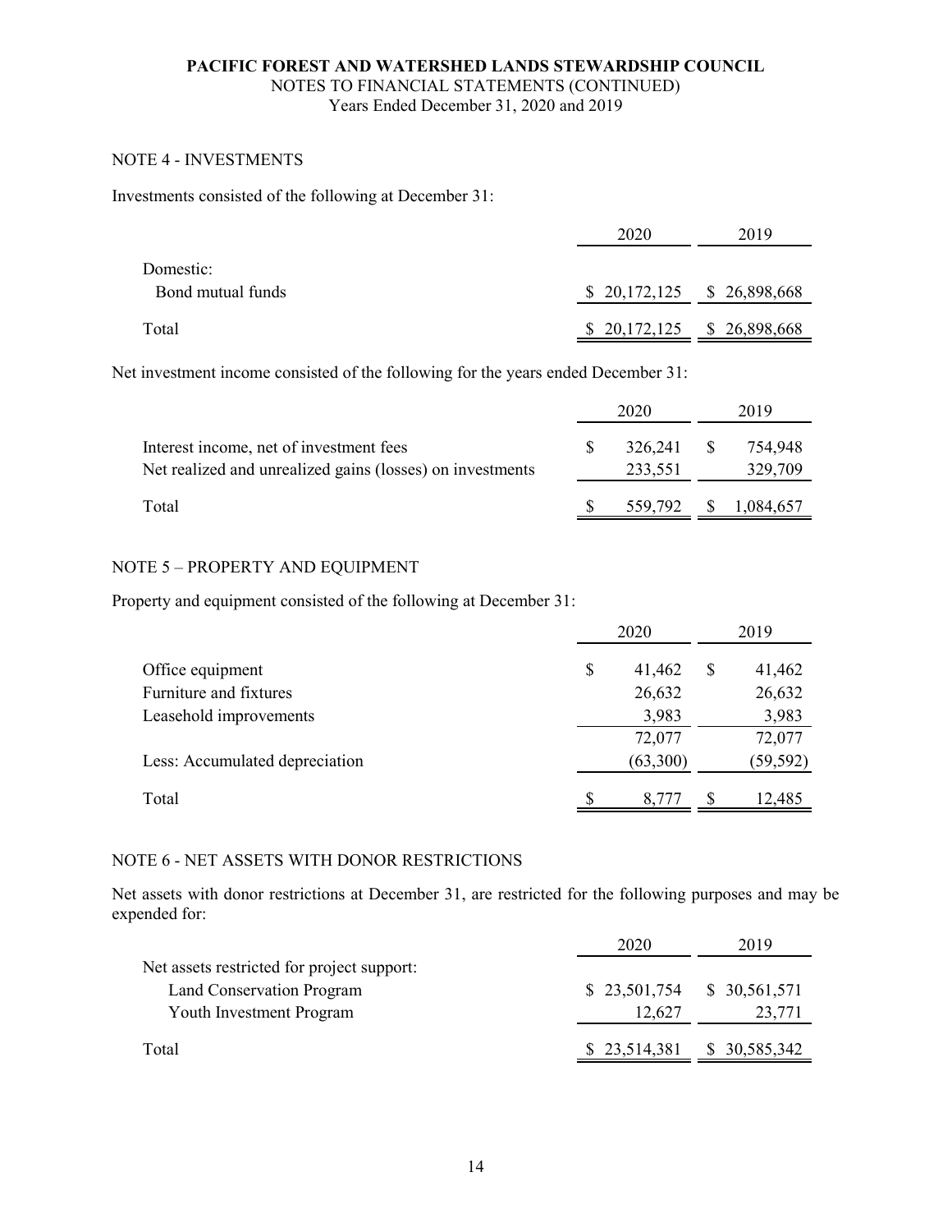**PACIFIC FOREST AND WATERSHED LANDS STEWARDSHIP COUNCIL**
NOTES TO FINANCIAL STATEMENTS (CONTINUED)
Years Ended December 31, 2020 and 2019

## NOTE 4 - INVESTMENTS

Investments consisted of the following at December 31:

| | 2020 | 2019 |
|---|---|---|
| Domestic: | | |
| Bond mutual funds | $ 20,172,125 | $ 26,898,668 |
| Total | $ 20,172,125 | $ 26,898,668 |

Net investment income consisted of the following for the years ended December 31:

| | 2020 | 2019 |
|---|---|---|
| Interest income, net of investment fees | $ 326,241 | $ 754,948 |
| Net realized and unrealized gains (losses) on investments | 233,551 | 329,709 |
| Total | $ 559,792 | $ 1,084,657 |

## NOTE 5 – PROPERTY AND EQUIPMENT

Property and equipment consisted of the following at December 31:

| | 2020 | 2019 |
|---|---|---|
| Office equipment | $ 41,462 | $ 41,462 |
| Furniture and fixtures | 26,632 | 26,632 |
| Leasehold improvements | 3,983 | 3,983 |
| | 72,077 | 72,077 |
| Less: Accumulated depreciation | (63,300) | (59,592) |
| Total | $ 8,777 | $ 12,485 |

## NOTE 6 - NET ASSETS WITH DONOR RESTRICTIONS

Net assets with donor restrictions at December 31, are restricted for the following purposes and may be expended for:

| | 2020 | 2019 |
|---|---|---|
| Net assets restricted for project support: | | |
| Land Conservation Program | $ 23,501,754 | $ 30,561,571 |
| Youth Investment Program | 12,627 | 23,771 |
| Total | $ 23,514,381 | $ 30,585,342 |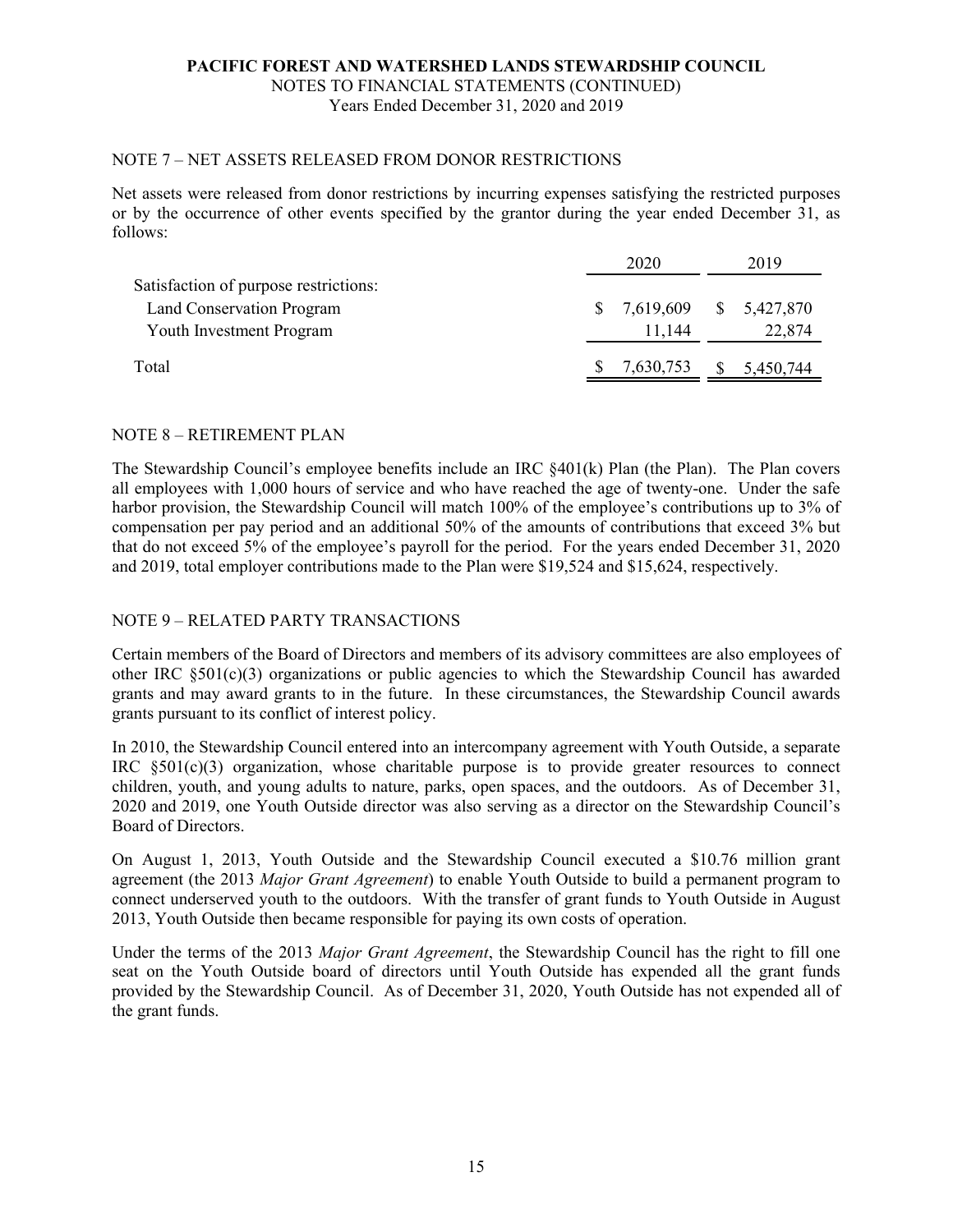## NOTE 7 – NET ASSETS RELEASED FROM DONOR RESTRICTIONS

Net assets were released from donor restrictions by incurring expenses satisfying the restricted purposes or by the occurrence of other events specified by the grantor during the year ended December 31, as follows:

| | 2020 | 2019 |
|---|---|---|
| Satisfaction of purpose restrictions: | | |
| Land Conservation Program | $ 7,619,609 | $ 5,427,870 |
| Youth Investment Program | 11,144 | 22,874 |
| Total | $ 7,630,753 | $ 5,450,744 |

## NOTE 8 – RETIREMENT PLAN

The Stewardship Council's employee benefits include an IRC §401(k) Plan (the Plan). The Plan covers all employees with 1,000 hours of service and who have reached the age of twenty-one. Under the safe harbor provision, the Stewardship Council will match 100% of the employee's contributions up to 3% of compensation per pay period and an additional 50% of the amounts of contributions that exceed 3% but that do not exceed 5% of the employee's payroll for the period. For the years ended December 31, 2020 and 2019, total employer contributions made to the Plan were $19,524 and $15,624, respectively.

## NOTE 9 – RELATED PARTY TRANSACTIONS

Certain members of the Board of Directors and members of its advisory committees are also employees of other IRC §501(c)(3) organizations or public agencies to which the Stewardship Council has awarded grants and may award grants to in the future. In these circumstances, the Stewardship Council awards grants pursuant to its conflict of interest policy.

In 2010, the Stewardship Council entered into an intercompany agreement with Youth Outside, a separate IRC §501(c)(3) organization, whose charitable purpose is to provide greater resources to connect children, youth, and young adults to nature, parks, open spaces, and the outdoors. As of December 31, 2020 and 2019, one Youth Outside director was also serving as a director on the Stewardship Council's Board of Directors.

On August 1, 2013, Youth Outside and the Stewardship Council executed a $10.76 million grant agreement (the 2013 *Major Grant Agreement*) to enable Youth Outside to build a permanent program to connect underserved youth to the outdoors. With the transfer of grant funds to Youth Outside in August 2013, Youth Outside then became responsible for paying its own costs of operation.

Under the terms of the 2013 *Major Grant Agreement*, the Stewardship Council has the right to fill one seat on the Youth Outside board of directors until Youth Outside has expended all the grant funds provided by the Stewardship Council. As of December 31, 2020, Youth Outside has not expended all of the grant funds.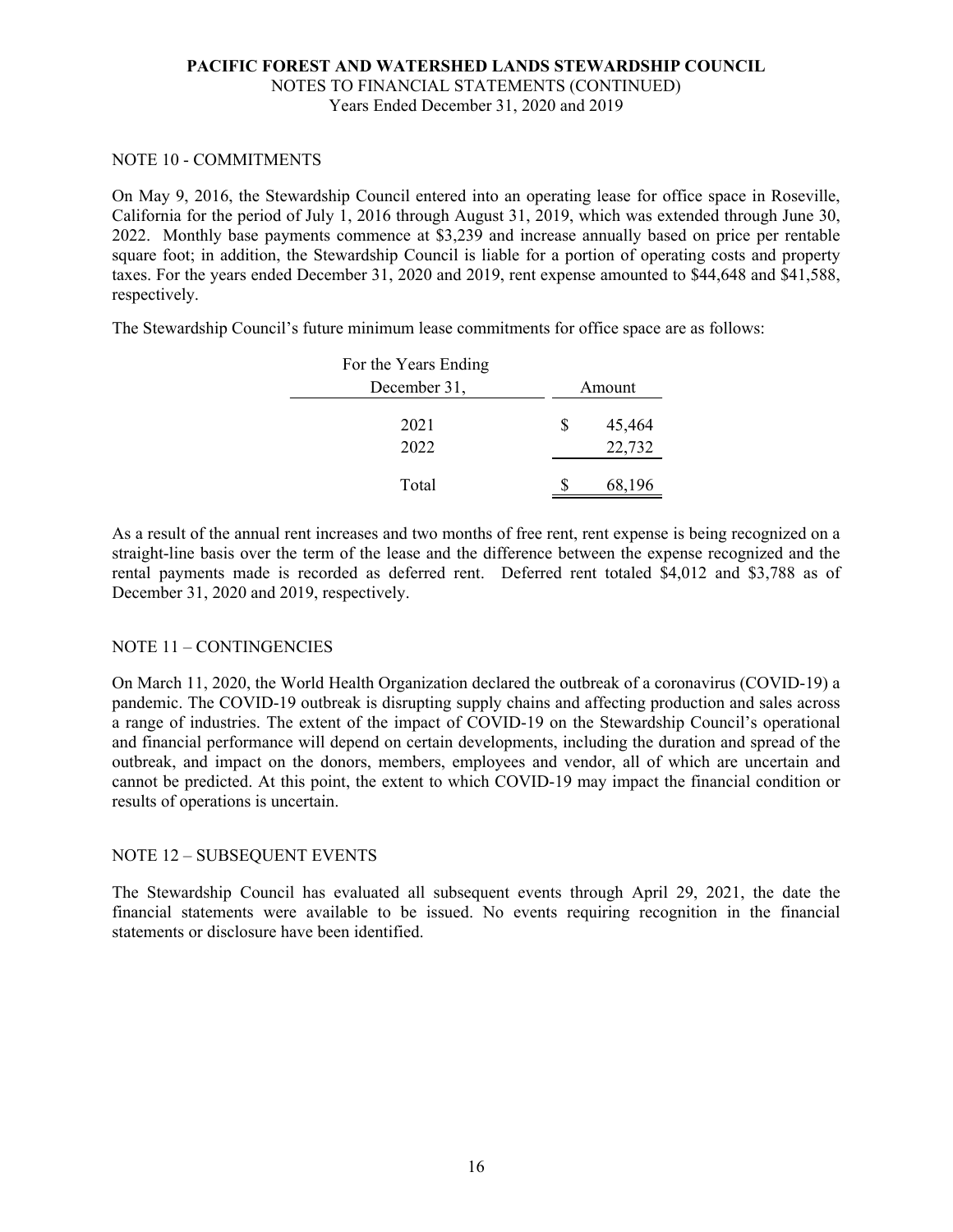## NOTE 10 - COMMITMENTS

On May 9, 2016, the Stewardship Council entered into an operating lease for office space in Roseville, California for the period of July 1, 2016 through August 31, 2019, which was extended through June 30, 2022. Monthly base payments commence at $3,239 and increase annually based on price per rentable square foot; in addition, the Stewardship Council is liable for a portion of operating costs and property taxes. For the years ended December 31, 2020 and 2019, rent expense amounted to $44,648 and $41,588, respectively.

The Stewardship Council's future minimum lease commitments for office space are as follows:

| For the Years Ending December 31, | Amount |
|---|---|
| 2021 | $ 45,464 |
| 2022 | 22,732 |
| Total | $ 68,196 |

As a result of the annual rent increases and two months of free rent, rent expense is being recognized on a straight-line basis over the term of the lease and the difference between the expense recognized and the rental payments made is recorded as deferred rent. Deferred rent totaled $4,012 and $3,788 as of December 31, 2020 and 2019, respectively.

## NOTE 11 – CONTINGENCIES

On March 11, 2020, the World Health Organization declared the outbreak of a coronavirus (COVID-19) a pandemic. The COVID-19 outbreak is disrupting supply chains and affecting production and sales across a range of industries. The extent of the impact of COVID-19 on the Stewardship Council's operational and financial performance will depend on certain developments, including the duration and spread of the outbreak, and impact on the donors, members, employees and vendor, all of which are uncertain and cannot be predicted. At this point, the extent to which COVID-19 may impact the financial condition or results of operations is uncertain.

## NOTE 12 – SUBSEQUENT EVENTS

The Stewardship Council has evaluated all subsequent events through April 29, 2021, the date the financial statements were available to be issued. No events requiring recognition in the financial statements or disclosure have been identified.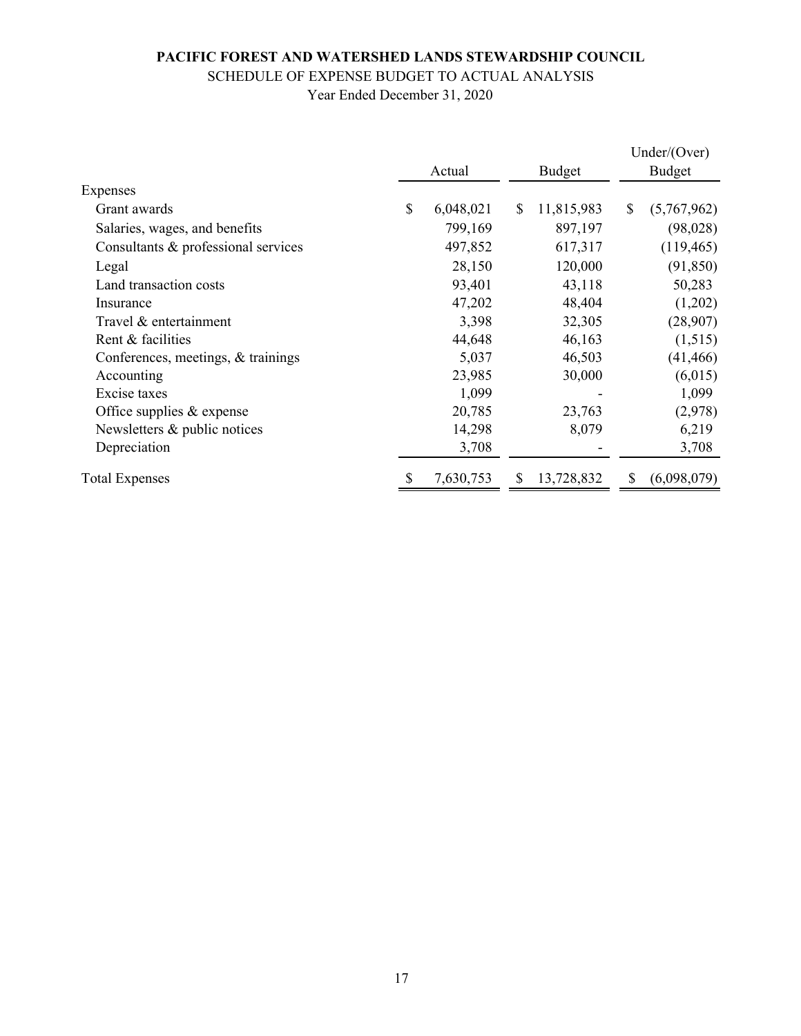**PACIFIC FOREST AND WATERSHED LANDS STEWARDSHIP COUNCIL**

SCHEDULE OF EXPENSE BUDGET TO ACTUAL ANALYSIS

Year Ended December 31, 2020

| | Actual | Budget | Under/(Over) Budget |
|---|---|---|---|
| Expenses | | | |
| Grant awards | $ 6,048,021 | $ 11,815,983 | $ (5,767,962) |
| Salaries, wages, and benefits | 799,169 | 897,197 | (98,028) |
| Consultants & professional services | 497,852 | 617,317 | (119,465) |
| Legal | 28,150 | 120,000 | (91,850) |
| Land transaction costs | 93,401 | 43,118 | 50,283 |
| Insurance | 47,202 | 48,404 | (1,202) |
| Travel & entertainment | 3,398 | 32,305 | (28,907) |
| Rent & facilities | 44,648 | 46,163 | (1,515) |
| Conferences, meetings, & trainings | 5,037 | 46,503 | (41,466) |
| Accounting | 23,985 | 30,000 | (6,015) |
| Excise taxes | 1,099 | - | 1,099 |
| Office supplies & expense | 20,785 | 23,763 | (2,978) |
| Newsletters & public notices | 14,298 | 8,079 | 6,219 |
| Depreciation | 3,708 | - | 3,708 |
| Total Expenses | $ 7,630,753 | $ 13,728,832 | $ (6,098,079) |